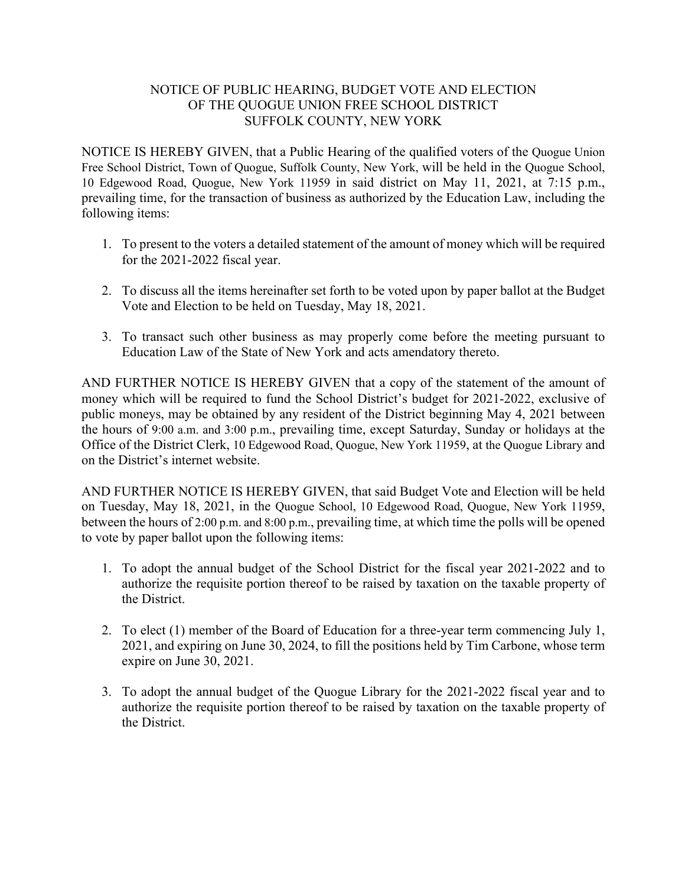# NOTICE OF PUBLIC HEARING, BUDGET VOTE AND ELECTION OF THE QUOGUE UNION FREE SCHOOL DISTRICT SUFFOLK COUNTY, NEW YORK

NOTICE IS HEREBY GIVEN, that a Public Hearing of the qualified voters of the Quogue Union Free School District, Town of Quogue, Suffolk County, New York, will be held in the Quogue School, 10 Edgewood Road, Quogue, New York 11959 in said district on May 11, 2021, at 7:15 p.m., prevailing time, for the transaction of business as authorized by the Education Law, including the following items:

1. To present to the voters a detailed statement of the amount of money which will be required for the 2021-2022 fiscal year.

2. To discuss all the items hereinafter set forth to be voted upon by paper ballot at the Budget Vote and Election to be held on Tuesday, May 18, 2021.

3. To transact such other business as may properly come before the meeting pursuant to Education Law of the State of New York and acts amendatory thereto.

AND FURTHER NOTICE IS HEREBY GIVEN that a copy of the statement of the amount of money which will be required to fund the School District's budget for 2021-2022, exclusive of public moneys, may be obtained by any resident of the District beginning May 4, 2021 between the hours of 9:00 a.m. and 3:00 p.m., prevailing time, except Saturday, Sunday or holidays at the Office of the District Clerk, 10 Edgewood Road, Quogue, New York 11959, at the Quogue Library and on the District's internet website.

AND FURTHER NOTICE IS HEREBY GIVEN, that said Budget Vote and Election will be held on Tuesday, May 18, 2021, in the Quogue School, 10 Edgewood Road, Quogue, New York 11959, between the hours of 2:00 p.m. and 8:00 p.m., prevailing time, at which time the polls will be opened to vote by paper ballot upon the following items:

1. To adopt the annual budget of the School District for the fiscal year 2021-2022 and to authorize the requisite portion thereof to be raised by taxation on the taxable property of the District.

2. To elect (1) member of the Board of Education for a three-year term commencing July 1, 2021, and expiring on June 30, 2024, to fill the positions held by Tim Carbone, whose term expire on June 30, 2021.

3. To adopt the annual budget of the Quogue Library for the 2021-2022 fiscal year and to authorize the requisite portion thereof to be raised by taxation on the taxable property of the District.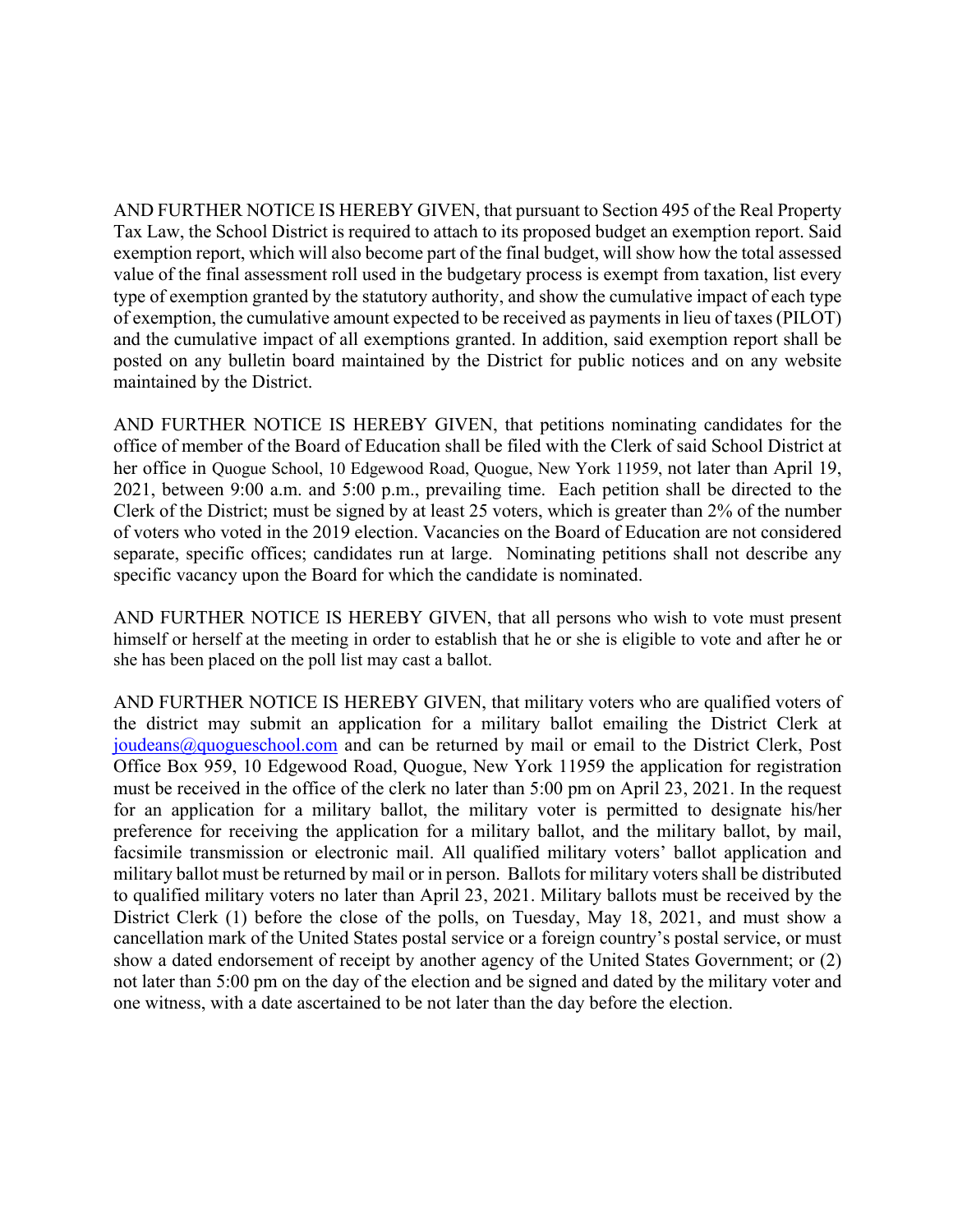AND FURTHER NOTICE IS HEREBY GIVEN, that pursuant to Section 495 of the Real Property Tax Law, the School District is required to attach to its proposed budget an exemption report. Said exemption report, which will also become part of the final budget, will show how the total assessed value of the final assessment roll used in the budgetary process is exempt from taxation, list every type of exemption granted by the statutory authority, and show the cumulative impact of each type of exemption, the cumulative amount expected to be received as payments in lieu of taxes (PILOT) and the cumulative impact of all exemptions granted. In addition, said exemption report shall be posted on any bulletin board maintained by the District for public notices and on any website maintained by the District.

AND FURTHER NOTICE IS HEREBY GIVEN, that petitions nominating candidates for the office of member of the Board of Education shall be filed with the Clerk of said School District at her office in Quogue School, 10 Edgewood Road, Quogue, New York 11959, not later than April 19, 2021, between 9:00 a.m. and 5:00 p.m., prevailing time. Each petition shall be directed to the Clerk of the District; must be signed by at least 25 voters, which is greater than 2% of the number of voters who voted in the 2019 election. Vacancies on the Board of Education are not considered separate, specific offices; candidates run at large. Nominating petitions shall not describe any specific vacancy upon the Board for which the candidate is nominated.

AND FURTHER NOTICE IS HEREBY GIVEN, that all persons who wish to vote must present himself or herself at the meeting in order to establish that he or she is eligible to vote and after he or she has been placed on the poll list may cast a ballot.

AND FURTHER NOTICE IS HEREBY GIVEN, that military voters who are qualified voters of the district may submit an application for a military ballot emailing the District Clerk at joudeans@quogueschool.com and can be returned by mail or email to the District Clerk, Post Office Box 959, 10 Edgewood Road, Quogue, New York 11959 the application for registration must be received in the office of the clerk no later than 5:00 pm on April 23, 2021. In the request for an application for a military ballot, the military voter is permitted to designate his/her preference for receiving the application for a military ballot, and the military ballot, by mail, facsimile transmission or electronic mail. All qualified military voters' ballot application and military ballot must be returned by mail or in person. Ballots for military voters shall be distributed to qualified military voters no later than April 23, 2021. Military ballots must be received by the District Clerk (1) before the close of the polls, on Tuesday, May 18, 2021, and must show a cancellation mark of the United States postal service or a foreign country's postal service, or must show a dated endorsement of receipt by another agency of the United States Government; or (2) not later than 5:00 pm on the day of the election and be signed and dated by the military voter and one witness, with a date ascertained to be not later than the day before the election.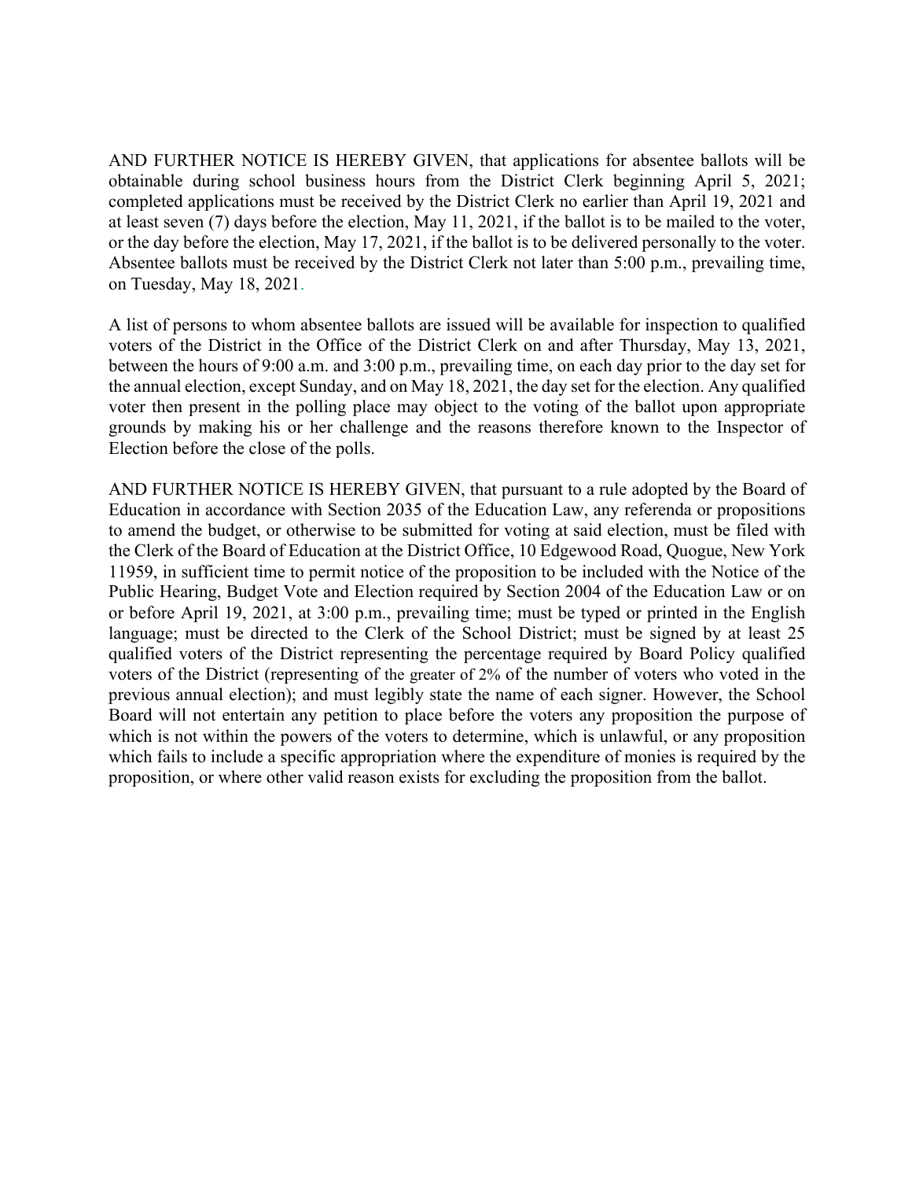AND FURTHER NOTICE IS HEREBY GIVEN, that applications for absentee ballots will be obtainable during school business hours from the District Clerk beginning April 5, 2021; completed applications must be received by the District Clerk no earlier than April 19, 2021 and at least seven (7) days before the election, May 11, 2021, if the ballot is to be mailed to the voter, or the day before the election, May 17, 2021, if the ballot is to be delivered personally to the voter. Absentee ballots must be received by the District Clerk not later than 5:00 p.m., prevailing time, on Tuesday, May 18, 2021.

A list of persons to whom absentee ballots are issued will be available for inspection to qualified voters of the District in the Office of the District Clerk on and after Thursday, May 13, 2021, between the hours of 9:00 a.m. and 3:00 p.m., prevailing time, on each day prior to the day set for the annual election, except Sunday, and on May 18, 2021, the day set for the election. Any qualified voter then present in the polling place may object to the voting of the ballot upon appropriate grounds by making his or her challenge and the reasons therefore known to the Inspector of Election before the close of the polls.

AND FURTHER NOTICE IS HEREBY GIVEN, that pursuant to a rule adopted by the Board of Education in accordance with Section 2035 of the Education Law, any referenda or propositions to amend the budget, or otherwise to be submitted for voting at said election, must be filed with the Clerk of the Board of Education at the District Office, 10 Edgewood Road, Quogue, New York 11959, in sufficient time to permit notice of the proposition to be included with the Notice of the Public Hearing, Budget Vote and Election required by Section 2004 of the Education Law or on or before April 19, 2021, at 3:00 p.m., prevailing time; must be typed or printed in the English language; must be directed to the Clerk of the School District; must be signed by at least 25 qualified voters of the District representing the percentage required by Board Policy qualified voters of the District (representing of the greater of 2% of the number of voters who voted in the previous annual election); and must legibly state the name of each signer. However, the School Board will not entertain any petition to place before the voters any proposition the purpose of which is not within the powers of the voters to determine, which is unlawful, or any proposition which fails to include a specific appropriation where the expenditure of monies is required by the proposition, or where other valid reason exists for excluding the proposition from the ballot.